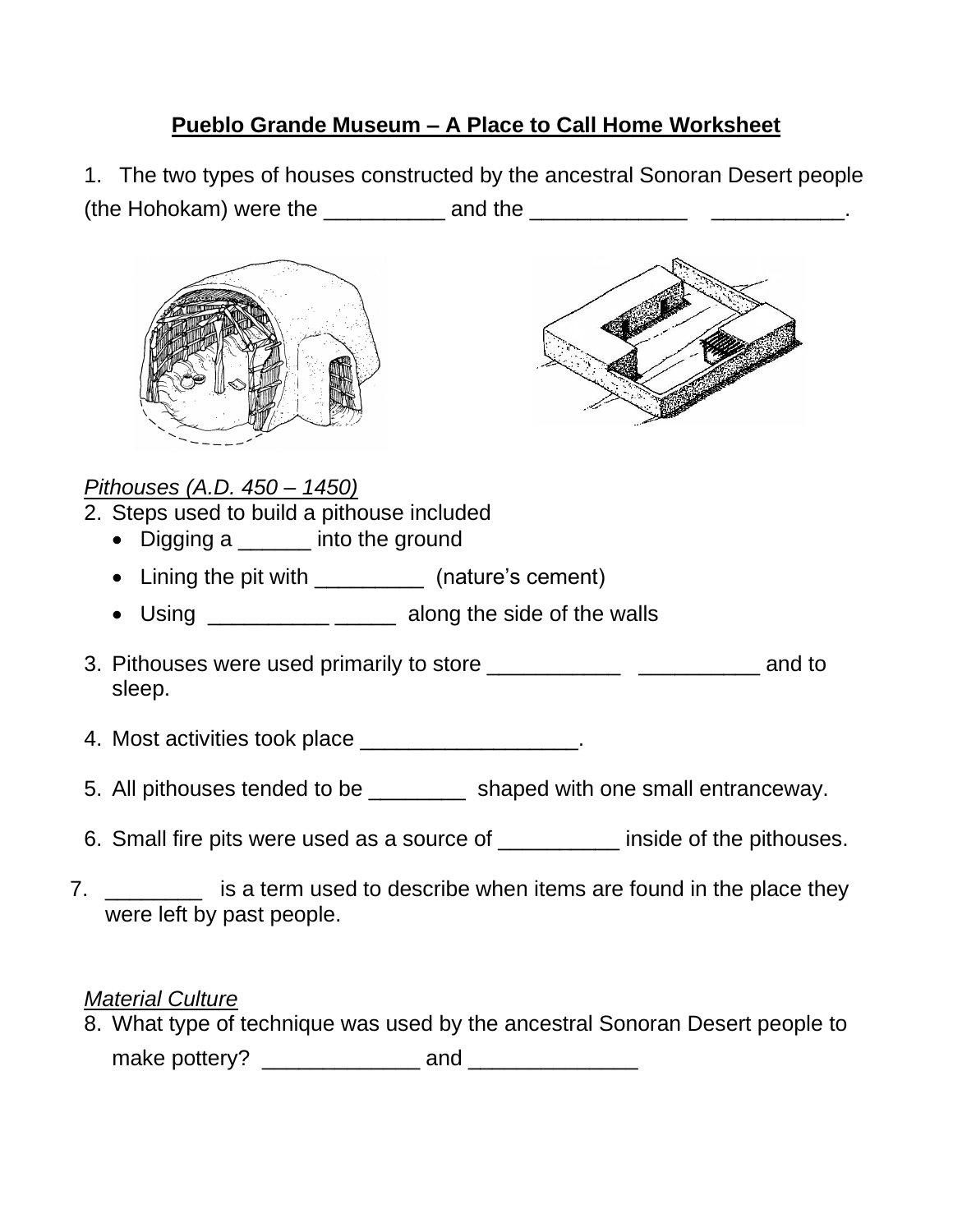# Pueblo Grande Museum – A Place to Call Home Worksheet

1. The two types of houses constructed by the ancestral Sonoran Desert people (the Hohokam) were the __________ and the _____________ ___________.

*Pithouses (A.D. 450 – 1450)*

2. Steps used to build a pithouse included
   - Digging a ______ into the ground
   - Lining the pit with _________ (nature's cement)
   - Using __________ _____ along the side of the walls

3. Pithouses were used primarily to store ___________ __________ and to sleep.

4. Most activities took place __________________.

5. All pithouses tended to be ________ shaped with one small entranceway.

6. Small fire pits were used as a source of __________ inside of the pithouses.

7. ________ is a term used to describe when items are found in the place they were left by past people.

*Material Culture*

8. What type of technique was used by the ancestral Sonoran Desert people to make pottery? _____________ and ______________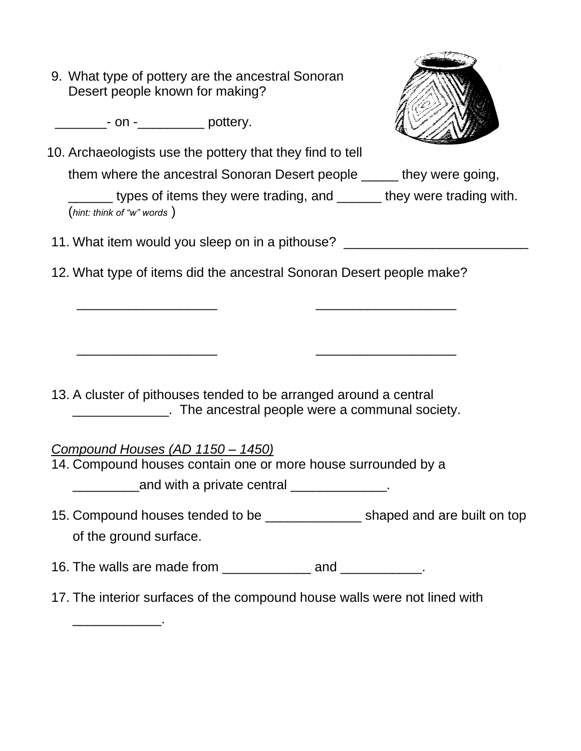9. What type of pottery are the ancestral Sonoran Desert people known for making?

   _______- on -_________ pottery.

10. Archaeologists use the pottery that they find to tell them where the ancestral Sonoran Desert people _____ they were going, ______ types of items they were trading, and ______ they were trading with. (*hint: think of "w" words* )

11. What item would you sleep on in a pithouse? _________________________

12. What type of items did the ancestral Sonoran Desert people make?

    ___________________ ___________________

    ___________________ ___________________

13. A cluster of pithouses tended to be arranged around a central _____________. The ancestral people were a communal society.

*Compound Houses (AD 1150 – 1450)*

14. Compound houses contain one or more house surrounded by a _________and with a private central _____________.

15. Compound houses tended to be _____________ shaped and are built on top of the ground surface.

16. The walls are made from ____________ and ___________.

17. The interior surfaces of the compound house walls were not lined with ____________.